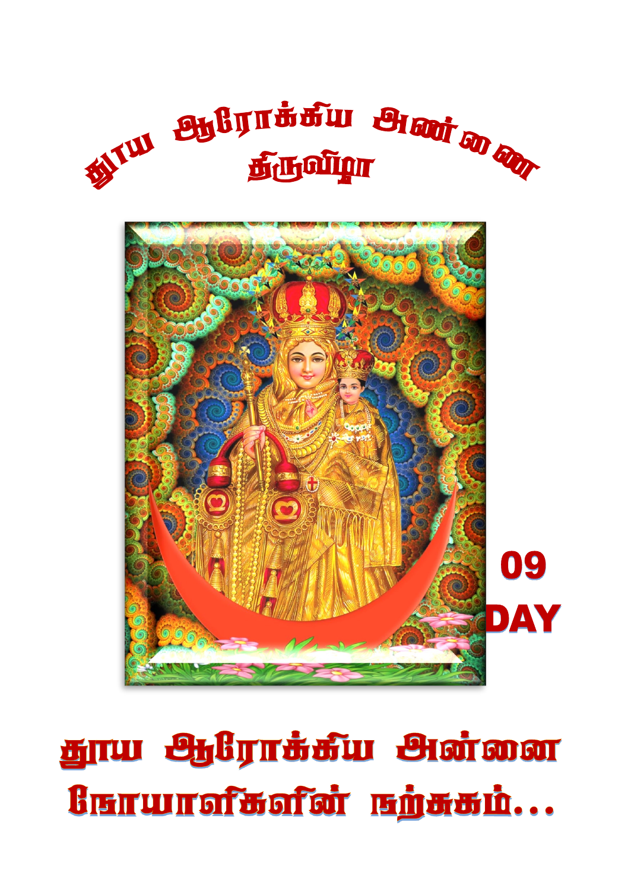# தூய ஆரோக்கிய அன்னை திருவிழா

09 DAY

## தூய ஆரோக்கிய அன்னை நோயாளிகளின் நற்சுகம்...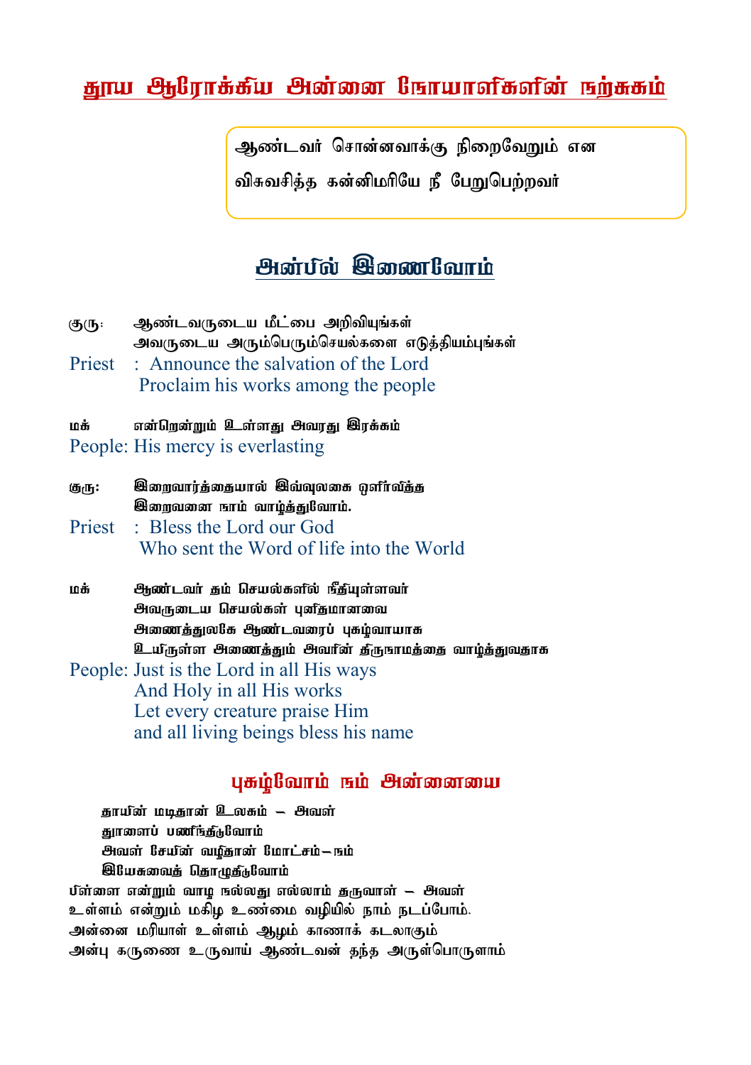# தூய ஆரோக்கிய அன்னை நோயாளிகளின் நற்சுகம்

> ஆண்டவர் சொன்னவாக்கு நிறைவேறும் என
>
> விசுவசித்த கன்னிமரியே நீ பேறுபெற்றவர்

## அன்பில் இணைவோம்

குரு: ஆண்டவருடைய மீட்பை அறிவியுங்கள்
அவருடைய அரும்பெரும்செயல்களை எடுத்தியம்புங்கள்

Priest : Announce the salvation of the Lord
Proclaim his works among the people

மக் என்றென்றும் உள்ளது அவரது இரக்கம்

People: His mercy is everlasting

குரு: இறைவார்த்தையால் இவ்வுலகை ஒளிர்வித்த
இறைவனை நாம் வாழ்த்துவோம்.

Priest : Bless the Lord our God
Who sent the Word of life into the World

மக் ஆண்டவர் தம் செயல்களில் நீதியுள்ளவர்
அவருடைய செயல்கள் புனிதமானவை
அனைத்துலகே ஆண்டவரைப் புகழ்வாயாக
உயிருள்ள அனைத்தும் அவரின் திருநாமத்தை வாழ்த்துவதாக

People: Just is the Lord in all His ways
And Holy in all His works
Let every creature praise Him
and all living beings bless his name

## புகழ்வோம் நம் அன்னையை

தாயின் மடிதான் உலகம் – அவள்
தாளைப் பணிந்திடுவோம்
அவள் சேயின் வழிதான் மோட்சம் – நம்
இயேசுவைத் தொழுதிடுவோம்

பிள்ளை என்றும் வாழ நல்லது எல்லாம் தருவாள் – அவள்
உள்ளம் என்றும் மகிழ உண்மை வழியில் நாம் நடப்போம்.
அன்னை மரியாள் உள்ளம் ஆழம் காணாக் கடலாகும்
அன்பு கருணை உருவாய் ஆண்டவன் தந்த அருள்பொருளாம்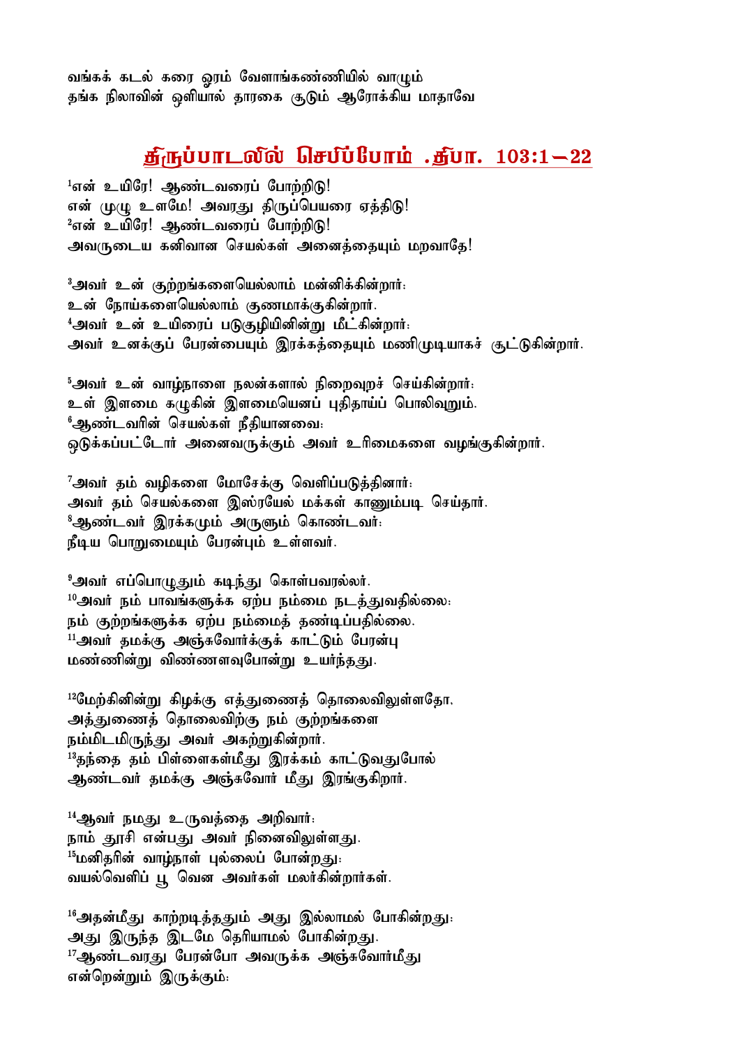வங்கக் கடல் கரை ஓரம் வேளாங்கண்ணியில் வாழும்
தங்க நிலாவின் ஒளியால் தாரகை சூடும் ஆரோக்கிய மாதாவே

## திருப்பாடலில் செபிப்போம் .திபா. 103:1—22

[1]என் உயிரே! ஆண்டவரைப் போற்றிடு!
என் முழு உளமே! அவரது திருப்பெயரை ஏத்திடு!
[2]என் உயிரே! ஆண்டவரைப் போற்றிடு!
அவருடைய கனிவான செயல்கள் அனைத்தையும் மறவாதே!

[3]அவர் உன் குற்றங்களையெல்லாம் மன்னிக்கின்றார்:
உன் நோய்களையெல்லாம் குணமாக்குகின்றார்.
[4]அவர் உன் உயிரைப் படுகுழியினின்று மீட்கின்றார்:
அவர் உனக்குப் பேரன்பையும் இரக்கத்தையும் மணிமுடியாகச் சூட்டுகின்றார்.

[5]அவர் உன் வாழ்நாளை நலன்களால் நிறைவுறச் செய்கின்றார்:
உன் இளமை கழுகின் இளமையெனப் புதிதாய்ப் பொலிவுறும்.
[6]ஆண்டவரின் செயல்கள் நீதியானவை:
ஒடுக்கப்பட்டோர் அனைவருக்கும் அவர் உரிமைகளை வழங்குகின்றார்.

[7]அவர் தம் வழிகளை மோசேக்கு வெளிப்படுத்தினார்:
அவர் தம் செயல்களை இஸ்ரயேல் மக்கள் காணும்படி செய்தார்.
[8]ஆண்டவர் இரக்கமும் அருளும் கொண்டவர்:
நீடிய பொறுமையும் பேரன்பும் உள்ளவர்.

[9]அவர் எப்பொழுதும் கடிந்து கொள்பவரல்லர்.
[10]அவர் நம் பாவங்களுக்கு ஏற்ப நம்மை நடத்துவதில்லை:
நம் குற்றங்களுக்கு ஏற்ப நம்மைத் தண்டிப்பதில்லை.
[11]அவர் தமக்கு அஞ்சுவோர்க்குக் காட்டும் பேரன்பு
மண்ணினின்று விண்ணளவுபோன்று உயர்ந்தது.

[12]மேற்கினின்று கிழக்கு எத்துணைத் தொலைவிலுள்ளதோ,
அத்துணைத் தொலைவிற்கு நம் குற்றங்களை
நம்மிடமிருந்து அவர் அகற்றுகின்றார்.
[13]தந்தை தம் பிள்ளைகள்மீது இரக்கம் காட்டுவதுபோல்
ஆண்டவர் தமக்கு அஞ்சுவோர் மீது இரங்குகிறார்.

[14]அவர் நமது உருவத்தை அறிவார்:
நாம் தூசி என்பது அவர் நினைவிலுள்ளது.
[15]மனிதரின் வாழ்நாள் புல்லைப் போன்றது:
வயல்வெளிப் பூ வென அவர்கள் மலர்கின்றார்கள்.

[16]அதன்மீது காற்றடித்ததும் அது இல்லாமல் போகின்றது:
அது இருந்த இடமே தெரியாமல் போகின்றது.
[17]ஆண்டவரது பேரன்போ அவருக்கு அஞ்சுவோர்மீது
என்றென்றும் இருக்கும்: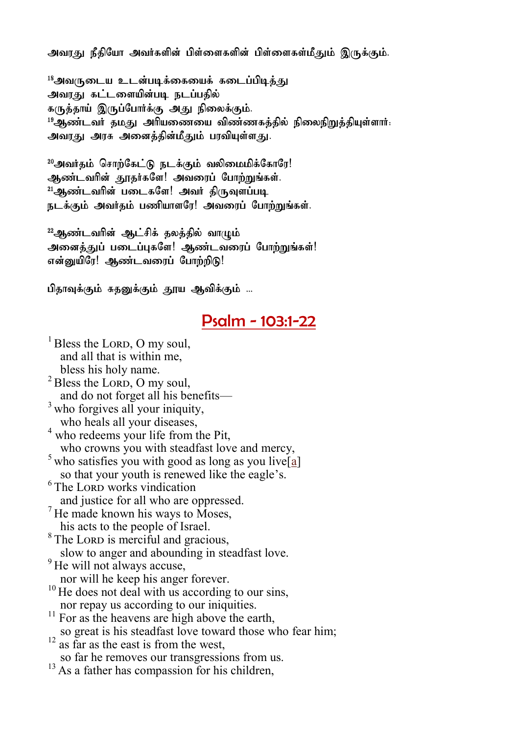அவரது நீதியோ அவர்களின் பிள்ளைகளின் பிள்ளைகள்மீதும் இருக்கும்.

[18]அவருடைய உடன்படிக்கையைக் கடைப்பிடித்து
அவரது கட்டளையின்படி நடப்பதில்
கருத்தாய் இருப்போர்க்கு அது நிலைக்கும்.
[19]ஆண்டவர் தமது அரியணையை விண்ணகத்தில் நிலைநிறுத்தியுள்ளார்;
அவரது அரசு அனைத்தின்மீதும் பரவியுள்ளது.

[20]அவர்தம் சொற்கேட்டு நடக்கும் வலிமைமிக்கோரே!
ஆண்டவரின் தூதர்களே! அவரைப் போற்றுங்கள்.
[21]ஆண்டவரின் படைகளே! அவர் திருவுளப்படி
நடக்கும் அவர்தம் பணியாளரே! அவரைப் போற்றுங்கள்.

[22]ஆண்டவரின் ஆட்சிக் தலத்தில் வாழும்
அனைத்துப் படைப்புகளே! ஆண்டவரைப் போற்றுங்கள்!
என்னுயிரே! ஆண்டவரைப் போற்றிடு!

பிதாவுக்கும் சுதனுக்கும் தூய ஆவிக்கும் ...

## Psalm - 103:1-22

[1] Bless the LORD, O my soul,
and all that is within me,
bless his holy name.
[2] Bless the LORD, O my soul,
and do not forget all his benefits—
[3] who forgives all your iniquity,
who heals all your diseases,
[4] who redeems your life from the Pit,
who crowns you with steadfast love and mercy,
[5] who satisfies you with good as long as you live[a]
so that your youth is renewed like the eagle's.
[6] The LORD works vindication
and justice for all who are oppressed.
[7] He made known his ways to Moses,
his acts to the people of Israel.
[8] The LORD is merciful and gracious,
slow to anger and abounding in steadfast love.
[9] He will not always accuse,
nor will he keep his anger forever.
[10] He does not deal with us according to our sins,
nor repay us according to our iniquities.
[11] For as the heavens are high above the earth,
so great is his steadfast love toward those who fear him;
[12] as far as the east is from the west,
so far he removes our transgressions from us.
[13] As a father has compassion for his children,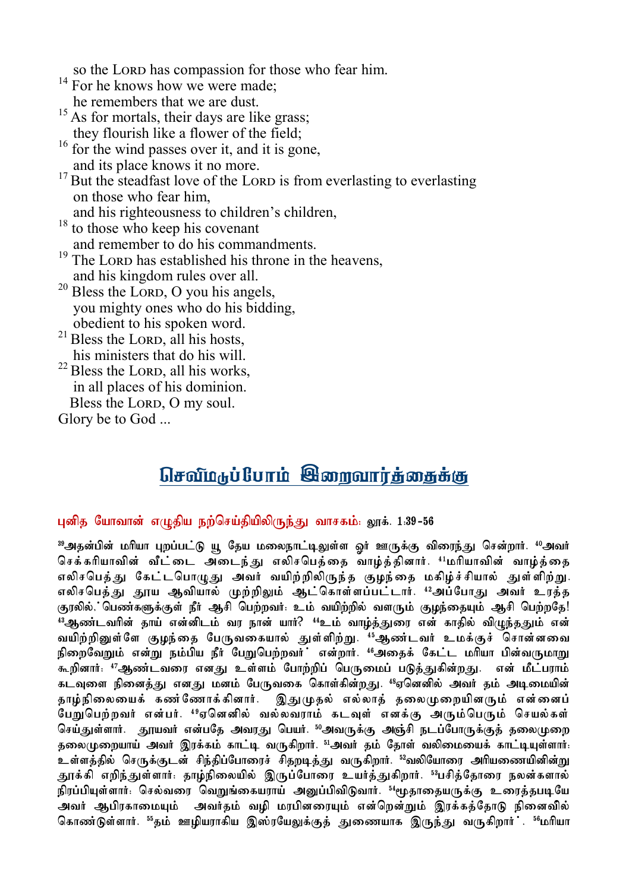so the LORD has compassion for those who fear him.

[14] For he knows how we were made;
he remembers that we are dust.

[15] As for mortals, their days are like grass;
they flourish like a flower of the field;

[16] for the wind passes over it, and it is gone,
and its place knows it no more.

[17] But the steadfast love of the LORD is from everlasting to everlasting
on those who fear him,
and his righteousness to children's children,

[18] to those who keep his covenant
and remember to do his commandments.

[19] The LORD has established his throne in the heavens,
and his kingdom rules over all.

[20] Bless the LORD, O you his angels,
you mighty ones who do his bidding,
obedient to his spoken word.

[21] Bless the LORD, all his hosts,
his ministers that do his will.

[22] Bless the LORD, all his works,
in all places of his dominion.
Bless the LORD, O my soul.

Glory be to God ...

## செவிமடுப்போம் இறைவார்த்தைக்கு

**புனித யோவான் எழுதிய நற்செய்தியிலிருந்து வாசகம்: லூக். 1:39-56**

[39]அதன்பின் மரியா புறப்பட்டு யூ தேய மலைநாட்டிலுள்ள ஓர் ஊருக்கு விரைந்து சென்றார். [40]அவர் செக்கரியாவின் வீட்டை அடைந்து எலிசபெத்தை வாழ்த்தினார். [41]மரியாவின் வாழ்த்தை எலிசபெத்து கேட்டபொழுது அவர் வயிற்றிலிருந்த குழந்தை மகிழ்ச்சியால் துள்ளிற்று. எலிசபெத்து தூய ஆவியால் முற்றிலும் ஆட்கொள்ளப்பட்டார். [42]அப்போது அவர் உரத்த குரலில், "பெண்களுக்குள் நீர் ஆசி பெற்றவர்; உம் வயிற்றில் வளரும் குழந்தையும் ஆசி பெற்றதே! [43]ஆண்டவரின் தாய் என்னிடம் வர நான் யார்? [44]உம் வாழ்த்துரை என் காதில் விழுந்ததும் என் வயிற்றினுள்ளே குழந்தை பேருவகையால் துள்ளிற்று. [45]ஆண்டவர் உமக்குச் சொன்னவை நிறைவேறும் என்று நம்பிய நீர் பேறுபெற்றவர்" என்றார். [46]அதைக் கேட்ட மரியா பின்வருமாறு கூறினார்: [47]ஆண்டவரை எனது உள்ளம் போற்றிப் பெருமைப் படுத்துகின்றது. என் மீட்பராம் கடவுளை நினைத்து எனது மனம் பேருவகை கொள்கின்றது. [48]ஏனெனில் அவர் தம் அடிமையின் தாழ்நிலையைக் கண்ணோக்கினார். இதுமுதல் எல்லாத் தலைமுறையினரும் என்னைப் பேறுபெற்றவர் என்பர். [49]ஏனெனில் வல்லவராம் கடவுள் எனக்கு அரும்பெரும் செயல்கள் செய்துள்ளார். தூயவர் என்பதே அவரது பெயர். [50]அவருக்கு அஞ்சி நடப்போருக்குத் தலைமுறை தலைமுறையாய் அவர் இரக்கம் காட்டி வருகிறார். [51]அவர் தம் தோள் வலிமையைக் காட்டியுள்ளார்; உள்ளத்தில் செருக்குடன் சிந்திப்போரைச் சிதறடித்து வருகிறார். [52]வலியோரை அரியணையினின்று தூக்கி எறிந்துள்ளார்; தாழ்நிலையில் இருப்போரை உயர்த்துகிறார். [53]பசித்தோரை நலன்களால் நிரப்பியுள்ளார்; செல்வரை வெறுங்கையராய் அனுப்பிவிடுவார். [54]மூதாதையருக்கு உரைத்தபடியே அவர் ஆபிரகாமையும் அவர்தம் வழி மரபினரையும் என்றென்றும் இரக்கத்தோடு நினைவில் கொண்டுள்ளார். [55]தம் ஊழியராகிய இஸ்ரயேலுக்குத் துணையாக இருந்து வருகிறார்". [56]மரியா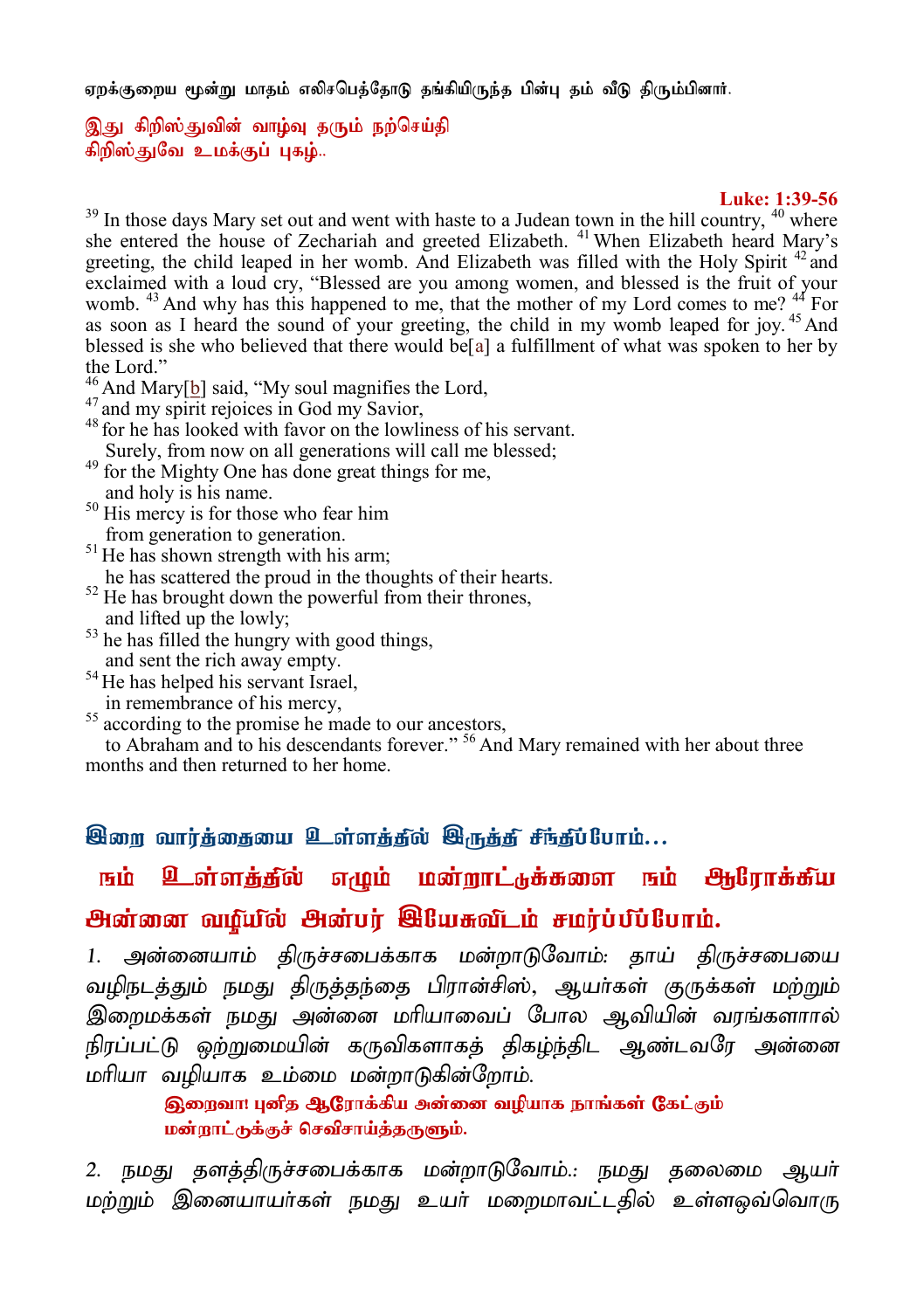ஏறக்குறைய மூன்று மாதம் எலிசபெத்தோடு தங்கியிருந்த பின்பு தம் வீடு திரும்பினார்.

இது கிறிஸ்துவின் வாழ்வு தரும் நற்செய்தி
கிறிஸ்துவே உமக்குப் புகழ்..

**Luke: 1:39-56**

39 In those days Mary set out and went with haste to a Judean town in the hill country, 40 where she entered the house of Zechariah and greeted Elizabeth. 41 When Elizabeth heard Mary's greeting, the child leaped in her womb. And Elizabeth was filled with the Holy Spirit 42 and exclaimed with a loud cry, "Blessed are you among women, and blessed is the fruit of your womb. 43 And why has this happened to me, that the mother of my Lord comes to me? 44 For as soon as I heard the sound of your greeting, the child in my womb leaped for joy. 45 And blessed is she who believed that there would be[a] a fulfillment of what was spoken to her by the Lord."

46 And Mary[b] said, "My soul magnifies the Lord,
47 and my spirit rejoices in God my Savior,
48 for he has looked with favor on the lowliness of his servant.
 Surely, from now on all generations will call me blessed;
49 for the Mighty One has done great things for me,
 and holy is his name.
50 His mercy is for those who fear him
 from generation to generation.
51 He has shown strength with his arm;
 he has scattered the proud in the thoughts of their hearts.
52 He has brought down the powerful from their thrones,
 and lifted up the lowly;
53 he has filled the hungry with good things,
 and sent the rich away empty.
54 He has helped his servant Israel,
 in remembrance of his mercy,
55 according to the promise he made to our ancestors,
 to Abraham and to his descendants forever." 56 And Mary remained with her about three months and then returned to her home.

## இறை வார்த்தையை உள்ளத்தில் இருத்தி சிந்திப்போம்...

## நம் உள்ளத்தில் எழும் மன்றாட்டுக்களை நம் ஆரோக்கிய அன்னை வழியில் அன்பர் இயேசுவிடம் சமர்ப்பிப்போம்.

1. *அன்னையாம் திருச்சபைக்காக மன்றாடுவோம்: தாய் திருச்சபையை வழிநடத்தும் நமது திருத்தந்தை பிரான்சிஸ், ஆயர்கள் குருக்கள் மற்றும் இறைமக்கள் நமது அன்னை மரியாவைப் போல ஆவியின் வரங்களால் நிரப்பட்டு ஒற்றுமையின் கருவிகளாகத் திகழ்ந்திட ஆண்டவரே அன்னை மரியா வழியாக உம்மை மன்றாடுகின்றோம்.*

 **இறைவா! புனித ஆரோக்கிய அன்னை வழியாக நாங்கள் கேட்கும் மன்றாட்டுக்குச் செவிசாய்த்தருளும்.**

2. *நமது தளத்திருச்சபைக்காக மன்றாடுவோம்.: நமது தலைமை ஆயர் மற்றும் இனையாயர்கள் நமது உயர் மறைமாவட்டதில் உள்ளஒவ்வொரு*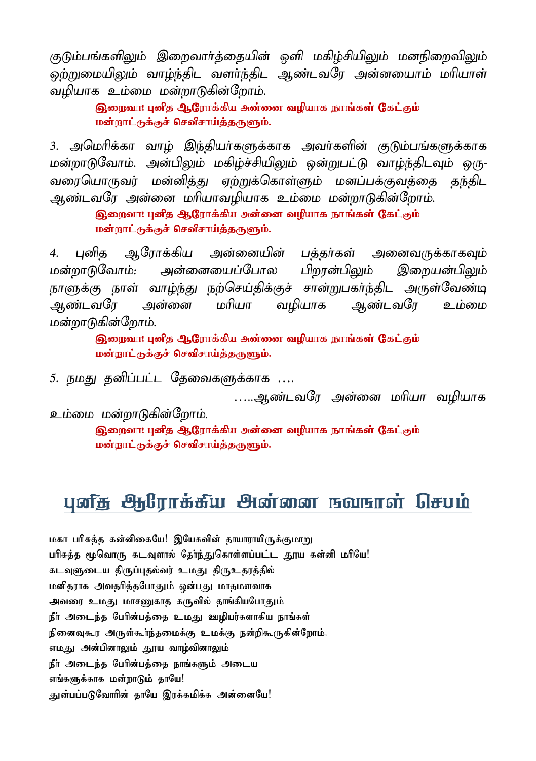குடும்பங்களிலும் இறைவார்த்தையின் ஒளி மகிழ்சியிலும் மனநிறைவிலும் ஒற்றுமையிலும் வாழ்ந்திட வளர்ந்திட ஆண்டவரே அன்னையாம் மரியாள் வழியாக உம்மை மன்றாடுகின்றோம்.

**இறைவா! புனித ஆரோக்கிய அன்னை வழியாக நாங்கள் கேட்கும் மன்றாட்டுக்குச் செவிசாய்த்தருளும்.**

3. அமெரிக்கா வாழ் இந்தியர்களுக்காக அவர்களின் குடும்பங்களுக்காக மன்றாடுவோம். அன்பிலும் மகிழ்ச்சியிலும் ஒன்றுபட்டு வாழ்ந்திடவும் ஒரு-வரையொருவர் மன்னித்து ஏற்றுக்கொள்ளும் மனப்பக்குவத்தை தந்திட ஆண்டவரே அன்னை மரியாவழியாக உம்மை மன்றாடுகின்றோம்.

**இறைவா! புனித ஆரோக்கிய அன்னை வழியாக நாங்கள் கேட்கும் மன்றாட்டுக்குச் செவிசாய்த்தருளும்.**

4. புனித ஆரோக்கிய அன்னையின் பத்தர்கள் அனைவருக்காகவும் மன்றாடுவோம்: அன்னையைப்போல பிறரன்பிலும் இறையன்பிலும் நாளுக்கு நாள் வாழ்ந்து நற்செய்திக்குச் சான்றுபகர்ந்திட அருள்வேண்டி ஆண்டவரே அன்னை மரியா வழியாக ஆண்டவரே உம்மை மன்றாடுகின்றோம்.

**இறைவா! புனித ஆரோக்கிய அன்னை வழியாக நாங்கள் கேட்கும் மன்றாட்டுக்குச் செவிசாய்த்தருளும்.**

5. நமது தனிப்பட்ட தேவைகளுக்காக ….

…..ஆண்டவரே அன்னை மரியா வழியாக உம்மை மன்றாடுகின்றோம்.

**இறைவா! புனித ஆரோக்கிய அன்னை வழியாக நாங்கள் கேட்கும் மன்றாட்டுக்குச் செவிசாய்த்தருளும்.**

## புனித ஆரோக்கிய அன்னை நவநாள் செபம்

மகா பரிசுத்த கன்னிகையே! இயேசுவின் தாயாராயிருக்குமாறு
பரிசுத்த மூவொரு கடவுளால் தேர்ந்துகொள்ளப்பட்ட தூய கன்னி மரியே!
கடவுளுடைய திருப்புதல்வர் உமது திருஉதரத்தில்
மனிதராக அவதரித்தபோதும் ஒன்பது மாதமளவாக
அவரை உமது மாசணுகாத கருவில் தாங்கியபோதும்
நீர் அடைந்த பேரின்பத்தை உமது ஊழியர்களாகிய நாங்கள்
நினைவுகூர அருள்கூர்ந்தமைக்கு உமக்கு நன்றிகூருகின்றோம்.
எமது அன்பினாலும் தூய வாழ்வினாலும்
நீர் அடைந்த பேரின்பத்தை நாங்களும் அடைய
எங்களுக்காக மன்றாடும் தாயே!
துன்பப்படுவோரின் தாயே இரக்கமிக்க அன்னையே!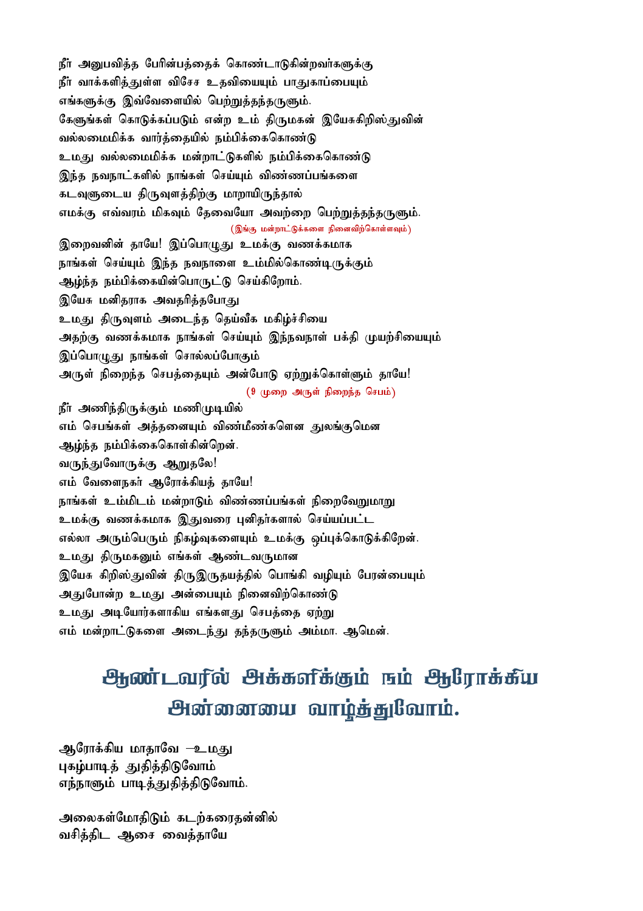நீர் அனுபவித்த பேரின்பத்தைக் கொண்டாடுகின்றவர்களுக்கு
நீர் வாக்களித்துள்ள விசேச உதவியையும் பாதுகாப்பையும்
எங்களுக்கு இவ்வேளையில் பெற்றுத்தந்தருளும்.
கேளுங்கள் கொடுக்கப்படும் என்ற உம் திருமகன் இயேசுகிறிஸ்துவின்
வல்லமைமிக்க வார்த்தையில் நம்பிக்கைகொண்டு
உமது வல்லமைமிக்க மன்றாட்டுகளில் நம்பிக்கைகொண்டு
இந்த நவநாட்களில் நாங்கள் செய்யும் விண்ணப்பங்களை
கடவுளுடைய திருவுளத்திற்கு மாறாயிருந்தால்
எமக்கு எவ்வரம் மிகவும் தேவையோ அவற்றை பெற்றுத்தந்தருளும்.

(இங்கு மன்றாட்டுக்களை நினைவிற்கொள்ளவும்)

இறைவனின் தாயே! இப்பொழுது உமக்கு வணக்கமாக
நாங்கள் செய்யும் இந்த நவநாளை உம்மில்கொண்டிருக்கும்
ஆழ்ந்த நம்பிக்கையின்பொருட்டு செய்கிறோம்.
இயேசு மனிதராக அவதரித்தபோது
உமது திருவுளம் அடைந்த தெய்வீக மகிழ்ச்சியை
அதற்கு வணக்கமாக நாங்கள் செய்யும் இந்நவநாள் பக்தி முயற்சியையும்
இப்பொழுது நாங்கள் சொல்லப்போகும்
அருள் நிறைந்த செபத்தையும் அன்போடு ஏற்றுக்கொள்ளும் தாயே!

(9 முறை அருள் நிறைந்த செபம்)

நீர் அணிந்திருக்கும் மணிமுடியில்
எம் செபங்கள் அத்தனையும் விண்மீண்களென துலங்குமென
ஆழ்ந்த நம்பிக்கைகொள்கின்றேன்.
வருந்துவோருக்கு ஆறுதலே!
எம் வேளைநகர் ஆரோக்கியத் தாயே!
நாங்கள் உம்மிடம் மன்றாடும் விண்ணப்பங்கள் நிறைவேறுமாறு
உமக்கு வணக்கமாக இதுவரை புனிதர்களால் செய்யப்பட்ட
எல்லா அரும்பெரும் நிகழ்வுகளையும் உமக்கு ஒப்புக்கொடுக்கிறேன்.
உமது திருமகனும் எங்கள் ஆண்டவருமான
இயேசு கிறிஸ்துவின் திருஇருதயத்தில் பொங்கி வழியும் பேரன்பையும்
அதுபோன்ற உமது அன்பையும் நினைவிற்கொண்டு
உமது அடியோர்களாகிய எங்களது செபத்தை ஏற்று
எம் மன்றாட்டுகளை அடைந்து தந்தருளும் அம்மா. ஆமென்.

# ஆண்டவரில் அக்களிக்கும் நம் ஆரோக்கிய அன்னையை வாழ்த்துவோம்.

ஆரோக்கிய மாதாவே –உமது
புகழ்பாடித் துதித்திடுவோம்
எந்நாளும் பாடித்துதித்திடுவோம்.

அலைகள்மோதிடும் கடற்கரைதன்னில்
வசித்திட ஆசை வைத்தாயே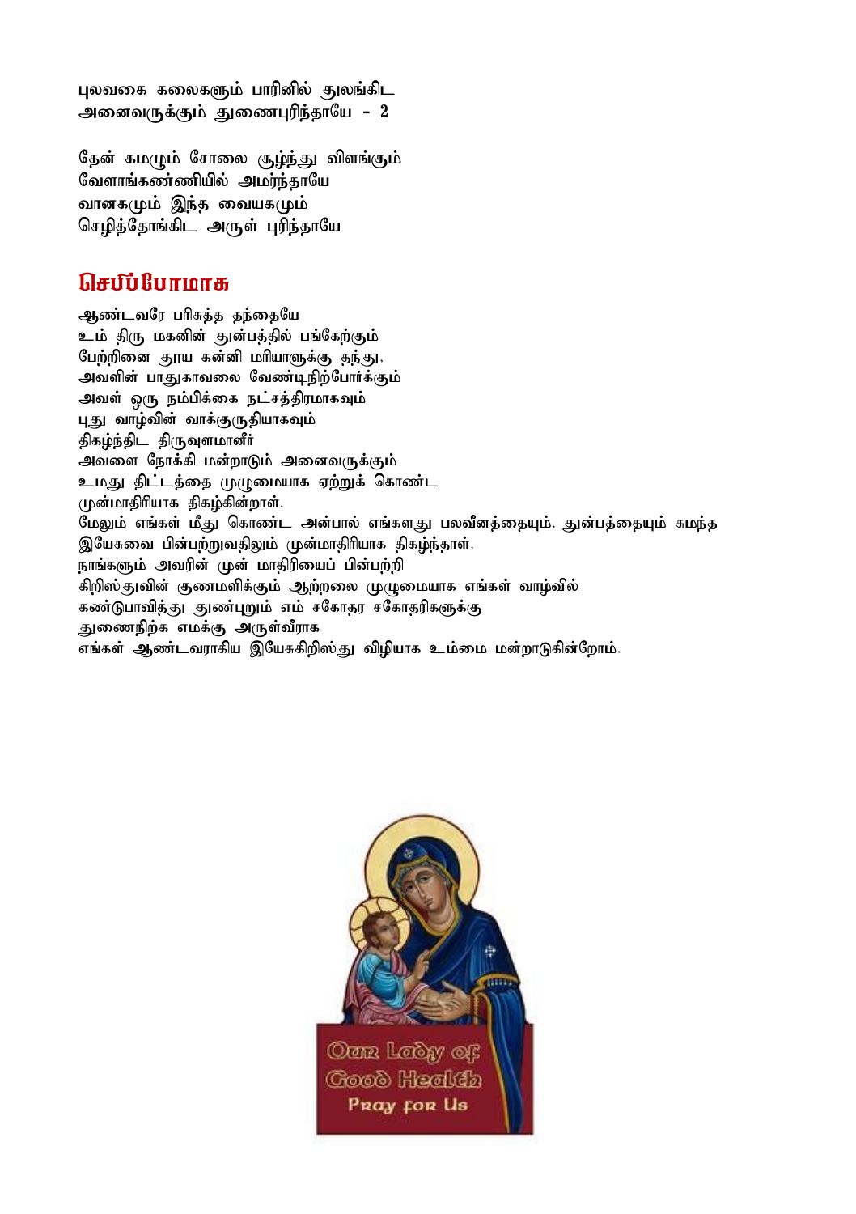புலவகை கலைகளும் பாரினில் துலங்கிட
அனைவருக்கும் துணைபுரிந்தாயே - 2

தேன் கமழும் சோலை சூழ்ந்து விளங்கும்
வேளாங்கண்ணியில் அமர்ந்தாயே
வானகமும் இந்த வையகமும்
செழித்தோங்கிட அருள் புரிந்தாயே

## செபிப்போமாக

ஆண்டவரே பரிசுத்த தந்தையே
உம் திரு மகனின் துன்பத்தில் பங்கேற்கும்
பேற்றினை தூய கன்னி மரியாளுக்கு தந்து,
அவளின் பாதுகாவலை வேண்டிநிற்போர்க்கும்
அவள் ஒரு நம்பிக்கை நட்சத்திரமாகவும்
புது வாழ்வின் வாக்குருதியாகவும்
திகழ்ந்திட திருவுளமானீர்
அவளை நோக்கி மன்றாடும் அனைவருக்கும்
உமது திட்டத்தை முழுமையாக ஏற்றுக் கொண்ட
முன்மாதிரியாக திகழ்கின்றாள்.
மேலும் எங்கள் மீது கொண்ட அன்பால் எங்களது பலவீனத்தையும், துன்பத்தையும் சுமந்த
இயேசுவை பின்பற்றுவதிலும் முன்மாதிரியாக திகழ்ந்தாள்.
நாங்களும் அவரின் முன் மாதிரியைப் பின்பற்றி
கிறிஸ்துவின் குணமளிக்கும் ஆற்றலை முழுமையாக எங்கள் வாழ்வில்
கண்டுபாவித்து துன்புறும் எம் சகோதர சகோதரிகளுக்கு
துணைநிற்க எமக்கு அருள்வீராக
எங்கள் ஆண்டவராகிய இயேசுகிறிஸ்து வழியாக உம்மை மன்றாடுகின்றோம்.

Our Lady of Good Health
Pray for Us